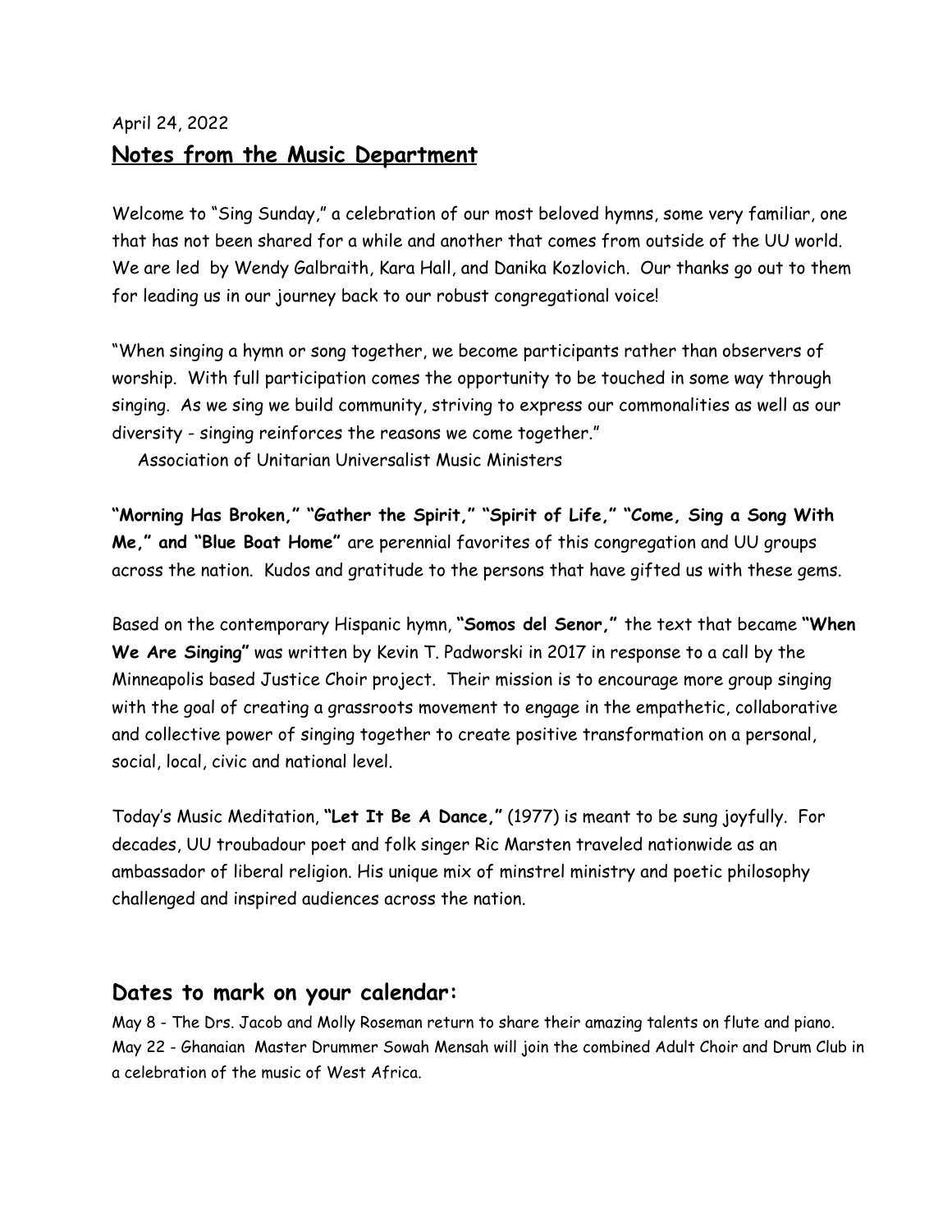April 24, 2022

## Notes from the Music Department

Welcome to "Sing Sunday," a celebration of our most beloved hymns, some very familiar, one that has not been shared for a while and another that comes from outside of the UU world. We are led by Wendy Galbraith, Kara Hall, and Danika Kozlovich. Our thanks go out to them for leading us in our journey back to our robust congregational voice!

"When singing a hymn or song together, we become participants rather than observers of worship. With full participation comes the opportunity to be touched in some way through singing. As we sing we build community, striving to express our commonalities as well as our diversity - singing reinforces the reasons we come together."
Association of Unitarian Universalist Music Ministers

**"Morning Has Broken," "Gather the Spirit," "Spirit of Life," "Come, Sing a Song With Me," and "Blue Boat Home"** are perennial favorites of this congregation and UU groups across the nation. Kudos and gratitude to the persons that have gifted us with these gems.

Based on the contemporary Hispanic hymn, **"Somos del Senor,"** the text that became **"When We Are Singing"** was written by Kevin T. Padworski in 2017 in response to a call by the Minneapolis based Justice Choir project. Their mission is to encourage more group singing with the goal of creating a grassroots movement to engage in the empathetic, collaborative and collective power of singing together to create positive transformation on a personal, social, local, civic and national level.

Today's Music Meditation, **"Let It Be A Dance,"** (1977) is meant to be sung joyfully. For decades, UU troubadour poet and folk singer Ric Marsten traveled nationwide as an ambassador of liberal religion. His unique mix of minstrel ministry and poetic philosophy challenged and inspired audiences across the nation.

## Dates to mark on your calendar:

May 8 - The Drs. Jacob and Molly Roseman return to share their amazing talents on flute and piano.
May 22 - Ghanaian Master Drummer Sowah Mensah will join the combined Adult Choir and Drum Club in a celebration of the music of West Africa.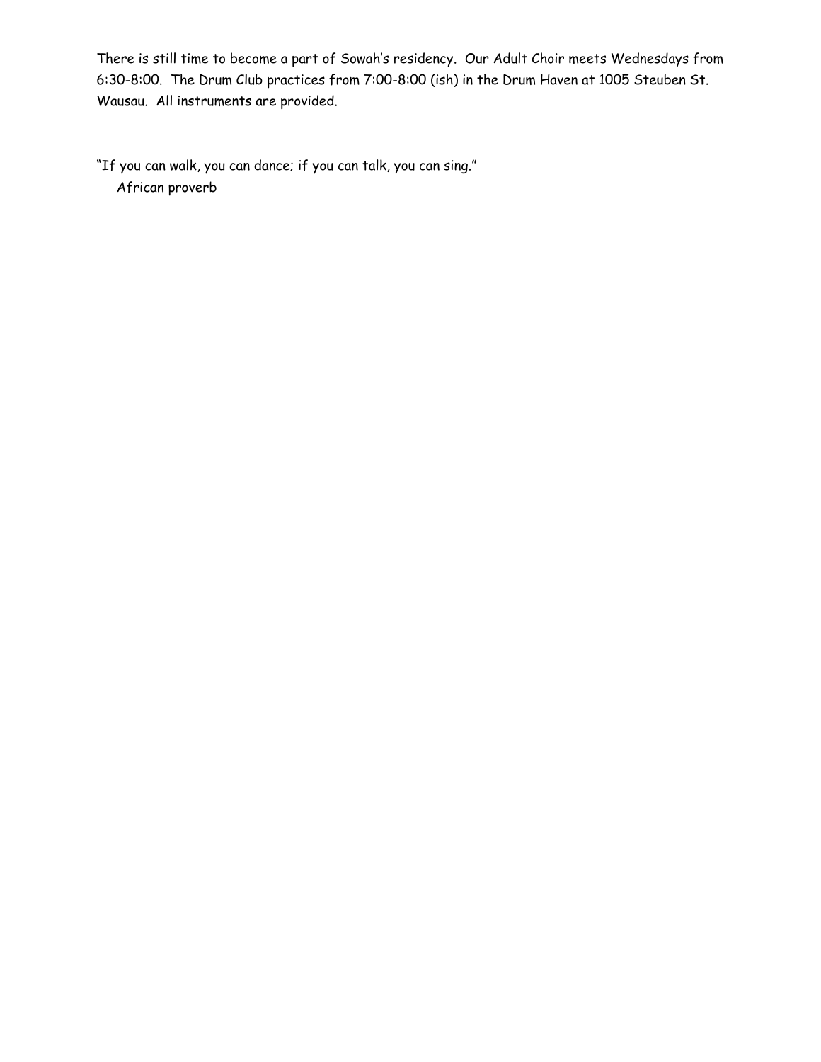There is still time to become a part of Sowah's residency. Our Adult Choir meets Wednesdays from 6:30-8:00. The Drum Club practices from 7:00-8:00 (ish) in the Drum Haven at 1005 Steuben St. Wausau. All instruments are provided.

"If you can walk, you can dance; if you can talk, you can sing."
African proverb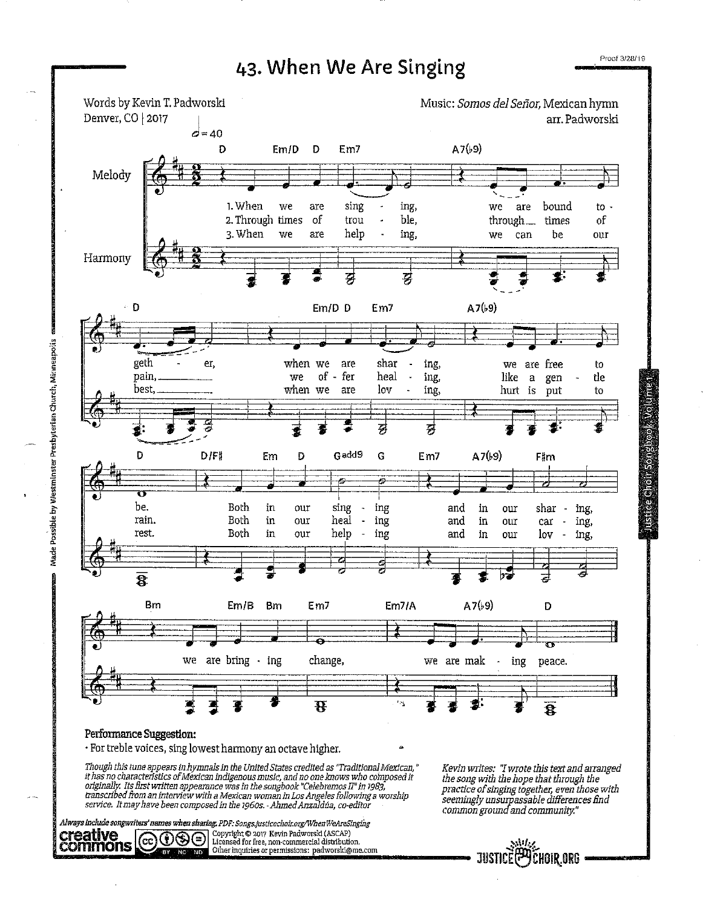# 43. When We Are Singing

Words by Kevin T. Padworski
Denver, CO | 2017

Music: *Somos del Señor,* Mexican hymn
arr. Padworski

1. When we are singing, we are bound together, when we are sharing, we are free to be. Both in our singing and in our sharing, we are bringing change, we are making peace.
2. Through times of trouble, through times of pain, we offer healing, like a gentle rain. Both in our healing and in our caring,
3. When we are helping, we can be our best, when we are loving, hurt is put to rest. Both in our helping and in our loving,

**Performance Suggestion:**

- For treble voices, sing lowest harmony an octave higher.

*Though this tune appears in hymnals in the United States credited as "Traditional Mexican," it has no characteristics of Mexican indigenous music, and no one knows who composed it originally. Its first written appearance was in the songbook "Celebremos II" in 1989, transcribed from an interview with a Mexican woman in Los Angeles following a worship service. It may have been composed in the 1960s. - Ahmed Anzaldúa, co-editor*

*Kevin writes: "I wrote this text and arranged the song with the hope that through the practice of singing together, even those with seemingly unsurpassable differences find common ground and community."*

*Always include songwriters' names when sharing. PDF: Songs.Justicechoir.org/WhenWeAreSinging*

Copyright © 2017 Kevin Padworski (ASCAP)
Licensed for free, non-commercial distribution.
Other inquiries or permissions: padworski@me.com

Made Possible by Westminster Presbyterian Church, Minneapolis